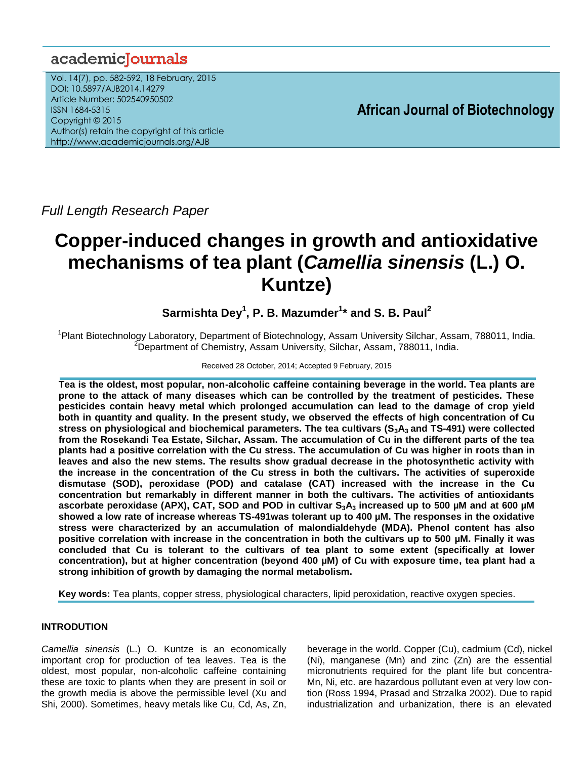Full Length Research Paper

# Copper-induced changes in growth and antioxidative mechanisms of tea plant (*Camellia sinensis* (L.) O. Kuntze)

**Sarmishta Dey[1], P. B. Mazumder[1]\* and S. B. Paul[2]**

[1]Plant Biotechnology Laboratory, Department of Biotechnology, Assam University Silchar, Assam, 788011, India.
[2]Department of Chemistry, Assam University, Silchar, Assam, 788011, India.

Received 28 October, 2014; Accepted 9 February, 2015

**Tea is the oldest, most popular, non-alcoholic caffeine containing beverage in the world. Tea plants are prone to the attack of many diseases which can be controlled by the treatment of pesticides. These pesticides contain heavy metal which prolonged accumulation can lead to the damage of crop yield both in quantity and quality. In the present study, we observed the effects of high concentration of Cu stress on physiological and biochemical parameters. The tea cultivars ($S_3A_3$ and TS-491) were collected from the Rosekandi Tea Estate, Silchar, Assam. The accumulation of Cu in the different parts of the tea plants had a positive correlation with the Cu stress. The accumulation of Cu was higher in roots than in leaves and also the new stems. The results show gradual decrease in the photosynthetic activity with the increase in the concentration of the Cu stress in both the cultivars. The activities of superoxide dismutase (SOD), peroxidase (POD) and catalase (CAT) increased with the increase in the Cu concentration but remarkably in different manner in both the cultivars. The activities of antioxidants ascorbate peroxidase (APX), CAT, SOD and POD in cultivar $S_3A_3$ increased up to 500 µM and at 600 µM showed a low rate of increase whereas TS-491was tolerant up to 400 µM. The responses in the oxidative stress were characterized by an accumulation of malondialdehyde (MDA). Phenol content has also positive correlation with increase in the concentration in both the cultivars up to 500 µM. Finally it was concluded that Cu is tolerant to the cultivars of tea plant to some extent (specifically at lower concentration), but at higher concentration (beyond 400 µM) of Cu with exposure time, tea plant had a strong inhibition of growth by damaging the normal metabolism.**

**Key words:** Tea plants, copper stress, physiological characters, lipid peroxidation, reactive oxygen species.

## INTRODUTION

*Camellia sinensis* (L.) O. Kuntze is an economically important crop for production of tea leaves. Tea is the oldest, most popular, non-alcoholic caffeine containing beverage in the world. Copper (Cu), cadmium (Cd), nickel (Ni), manganese (Mn) and zinc (Zn) are the essential micronutrients required for the plant life but concentrathese are toxic to plants when they are present in soil or the growth media is above the permissible level (Xu and Shi, 2000). Sometimes, heavy metals like Cu, Cd, As, Zn, Mn, Ni, etc. are hazardous pollutant even at very low contion (Ross 1994, Prasad and Strzalka 2002). Due to rapid industrialization and urbanization, there is an elevated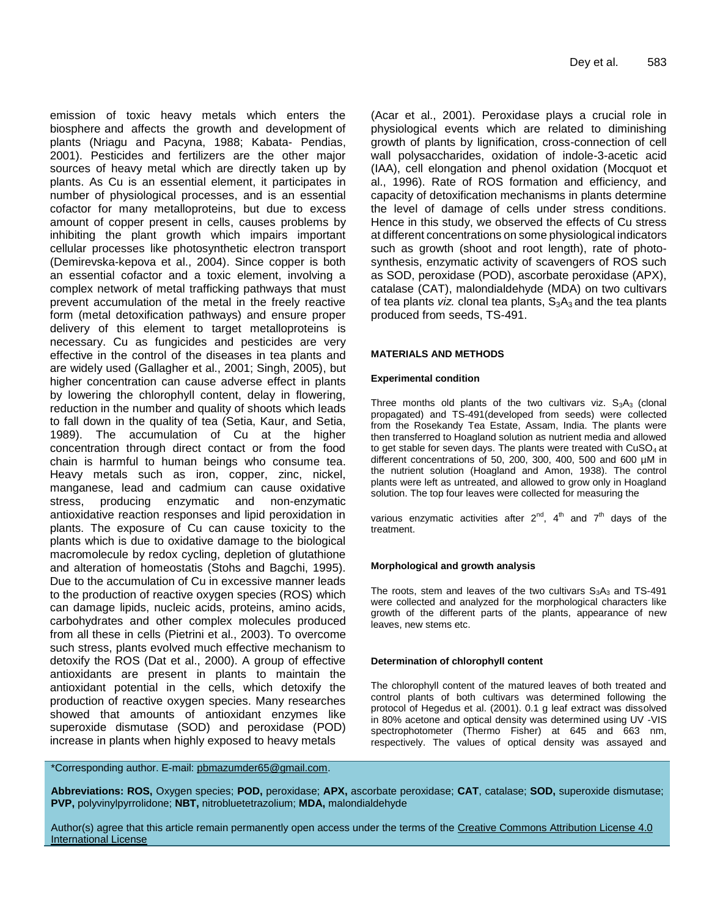emission of toxic heavy metals which enters the biosphere and affects the growth and development of plants (Nriagu and Pacyna, 1988; Kabata- Pendias, 2001). Pesticides and fertilizers are the other major sources of heavy metal which are directly taken up by plants. As Cu is an essential element, it participates in number of physiological processes, and is an essential cofactor for many metalloproteins, but due to excess amount of copper present in cells, causes problems by inhibiting the plant growth which impairs important cellular processes like photosynthetic electron transport (Demirevska-kepova et al., 2004). Since copper is both an essential cofactor and a toxic element, involving a complex network of metal trafficking pathways that must prevent accumulation of the metal in the freely reactive form (metal detoxification pathways) and ensure proper delivery of this element to target metalloproteins is necessary. Cu as fungicides and pesticides are very effective in the control of the diseases in tea plants and are widely used (Gallagher et al., 2001; Singh, 2005), but higher concentration can cause adverse effect in plants by lowering the chlorophyll content, delay in flowering, reduction in the number and quality of shoots which leads to fall down in the quality of tea (Setia, Kaur, and Setia, 1989). The accumulation of Cu at the higher concentration through direct contact or from the food chain is harmful to human beings who consume tea. Heavy metals such as iron, copper, zinc, nickel, manganese, lead and cadmium can cause oxidative stress, producing enzymatic and non-enzymatic antioxidative reaction responses and lipid peroxidation in plants. The exposure of Cu can cause toxicity to the plants which is due to oxidative damage to the biological macromolecule by redox cycling, depletion of glutathione and alteration of homeostatis (Stohs and Bagchi, 1995). Due to the accumulation of Cu in excessive manner leads to the production of reactive oxygen species (ROS) which can damage lipids, nucleic acids, proteins, amino acids, carbohydrates and other complex molecules produced from all these in cells (Pietrini et al., 2003). To overcome such stress, plants evolved much effective mechanism to detoxify the ROS (Dat et al., 2000). A group of effective antioxidants are present in plants to maintain the antioxidant potential in the cells, which detoxify the production of reactive oxygen species. Many researches showed that amounts of antioxidant enzymes like superoxide dismutase (SOD) and peroxidase (POD) increase in plants when highly exposed to heavy metals (Acar et al., 2001). Peroxidase plays a crucial role in physiological events which are related to diminishing growth of plants by lignification, cross-connection of cell wall polysaccharides, oxidation of indole-3-acetic acid (IAA), cell elongation and phenol oxidation (Mocquot et al., 1996). Rate of ROS formation and efficiency, and capacity of detoxification mechanisms in plants determine the level of damage of cells under stress conditions. Hence in this study, we observed the effects of Cu stress at different concentrations on some physiological indicators such as growth (shoot and root length), rate of photosynthesis, enzymatic activity of scavengers of ROS such as SOD, peroxidase (POD), ascorbate peroxidase (APX), catalase (CAT), malondialdehyde (MDA) on two cultivars of tea plants *viz.* clonal tea plants, $S_3A_3$ and the tea plants produced from seeds, TS-491.

## MATERIALS AND METHODS

### Experimental condition

Three months old plants of the two cultivars viz. $S_3A_3$ (clonal propagated) and TS-491(developed from seeds) were collected from the Rosekandy Tea Estate, Assam, India. The plants were then transferred to Hoagland solution as nutrient media and allowed to get stable for seven days. The plants were treated with $CuSO_4$ at different concentrations of 50, 200, 300, 400, 500 and 600 µM in the nutrient solution (Hoagland and Amon, 1938). The control plants were left as untreated, and allowed to grow only in Hoagland solution. The top four leaves were collected for measuring the various enzymatic activities after 2[nd], 4[th] and 7[th] days of the treatment.

### Morphological and growth analysis

The roots, stem and leaves of the two cultivars $S_3A_3$ and TS-491 were collected and analyzed for the morphological characters like growth of the different parts of the plants, appearance of new leaves, new stems etc.

### Determination of chlorophyll content

The chlorophyll content of the matured leaves of both treated and control plants of both cultivars was determined following the protocol of Hegedus et al. (2001). 0.1 g leaf extract was dissolved in 80% acetone and optical density was determined using UV -VIS spectrophotometer (Thermo Fisher) at 645 and 663 nm, respectively. The values of optical density was assayed and

*Corresponding author. E-mail: pbmazumder65@gmail.com.

**Abbreviations: ROS,** Oxygen species; **POD,** peroxidase; **APX,** ascorbate peroxidase; **CAT**, catalase; **SOD,** superoxide dismutase; **PVP,** polyvinylpyrrolidone; **NBT,** nitrobluetetrazolium; **MDA,** malondialdehyde

Author(s) agree that this article remain permanently open access under the terms of the Creative Commons Attribution License 4.0 International License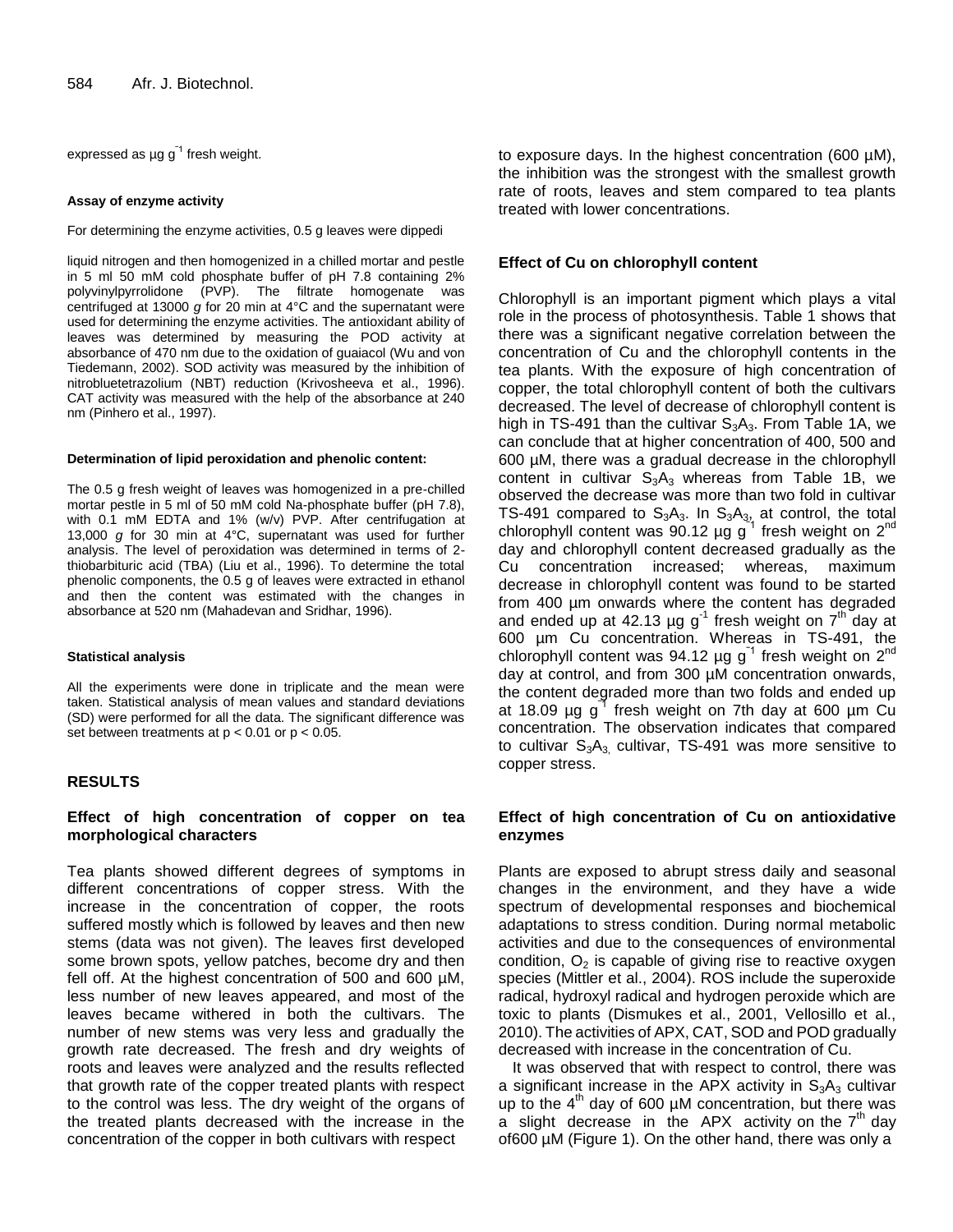expressed as µg $g^{-1}$ fresh weight.

#### Assay of enzyme activity

For determining the enzyme activities, 0.5 g leaves were dippedi

liquid nitrogen and then homogenized in a chilled mortar and pestle in 5 ml 50 mM cold phosphate buffer of pH 7.8 containing 2% polyvinylpyrrolidone (PVP). The filtrate homogenate was centrifuged at 13000 *g* for 20 min at 4°C and the supernatant were used for determining the enzyme activities. The antioxidant ability of leaves was determined by measuring the POD activity at absorbance of 470 nm due to the oxidation of guaiacol (Wu and von Tiedemann, 2002). SOD activity was measured by the inhibition of nitrobluetetrazolium (NBT) reduction (Krivosheeva et al., 1996). CAT activity was measured with the help of the absorbance at 240 nm (Pinhero et al., 1997).

#### Determination of lipid peroxidation and phenolic content:

The 0.5 g fresh weight of leaves was homogenized in a pre-chilled mortar pestle in 5 ml of 50 mM cold Na-phosphate buffer (pH 7.8), with 0.1 mM EDTA and 1% (w/v) PVP. After centrifugation at 13,000 *g* for 30 min at 4°C, supernatant was used for further analysis. The level of peroxidation was determined in terms of 2-thiobarbituric acid (TBA) (Liu et al., 1996). To determine the total phenolic components, the 0.5 g of leaves were extracted in ethanol and then the content was estimated with the changes in absorbance at 520 nm (Mahadevan and Sridhar, 1996).

#### Statistical analysis

All the experiments were done in triplicate and the mean were taken. Statistical analysis of mean values and standard deviations (SD) were performed for all the data. The significant difference was set between treatments at $p < 0.01$ or $p < 0.05$.

## RESULTS

### Effect of high concentration of copper on tea morphological characters

Tea plants showed different degrees of symptoms in different concentrations of copper stress. With the increase in the concentration of copper, the roots suffered mostly which is followed by leaves and then new stems (data was not given). The leaves first developed some brown spots, yellow patches, become dry and then fell off. At the highest concentration of 500 and 600 µM, less number of new leaves appeared, and most of the leaves became withered in both the cultivars. The number of new stems was very less and gradually the growth rate decreased. The fresh and dry weights of roots and leaves were analyzed and the results reflected that growth rate of the copper treated plants with respect to the control was less. The dry weight of the organs of the treated plants decreased with the increase in the concentration of the copper in both cultivars with respect to exposure days. In the highest concentration (600 µM), the inhibition was the strongest with the smallest growth rate of roots, leaves and stem compared to tea plants treated with lower concentrations.

### Effect of Cu on chlorophyll content

Chlorophyll is an important pigment which plays a vital role in the process of photosynthesis. Table 1 shows that there was a significant negative correlation between the concentration of Cu and the chlorophyll contents in the tea plants. With the exposure of high concentration of copper, the total chlorophyll content of both the cultivars decreased. The level of decrease of chlorophyll content is high in TS-491 than the cultivar $S_3A_3$. From Table 1A, we can conclude that at higher concentration of 400, 500 and 600 µM, there was a gradual decrease in the chlorophyll content in cultivar $S_3A_3$ whereas from Table 1B, we observed the decrease was more than two fold in cultivar TS-491 compared to $S_3A_3$. In $S_3A_3$, at control, the total chlorophyll content was 90.12 µg $g^{-1}$ fresh weight on 2nd day and chlorophyll content decreased gradually as the Cu concentration increased; whereas, maximum decrease in chlorophyll content was found to be started from 400 µm onwards where the content has degraded and ended up at 42.13 µg $g^{-1}$ fresh weight on 7th day at 600 µm Cu concentration. Whereas in TS-491, the chlorophyll content was 94.12 µg $g^{-1}$ fresh weight on 2nd day at control, and from 300 µM concentration onwards, the content degraded more than two folds and ended up at 18.09 µg $g^{-1}$ fresh weight on 7th day at 600 µm Cu concentration. The observation indicates that compared to cultivar $S_3A_3$, cultivar, TS-491 was more sensitive to copper stress.

### Effect of high concentration of Cu on antioxidative enzymes

Plants are exposed to abrupt stress daily and seasonal changes in the environment, and they have a wide spectrum of developmental responses and biochemical adaptations to stress condition. During normal metabolic activities and due to the consequences of environmental condition, $O_2$ is capable of giving rise to reactive oxygen species (Mittler et al., 2004). ROS include the superoxide radical, hydroxyl radical and hydrogen peroxide which are toxic to plants (Dismukes et al., 2001, Vellosillo et al., 2010). The activities of APX, CAT, SOD and POD gradually decreased with increase in the concentration of Cu.

It was observed that with respect to control, there was a significant increase in the APX activity in $S_3A_3$ cultivar up to the 4th day of 600 µM concentration, but there was a slight decrease in the APX activity on the 7th day of600 µM (Figure 1). On the other hand, there was only a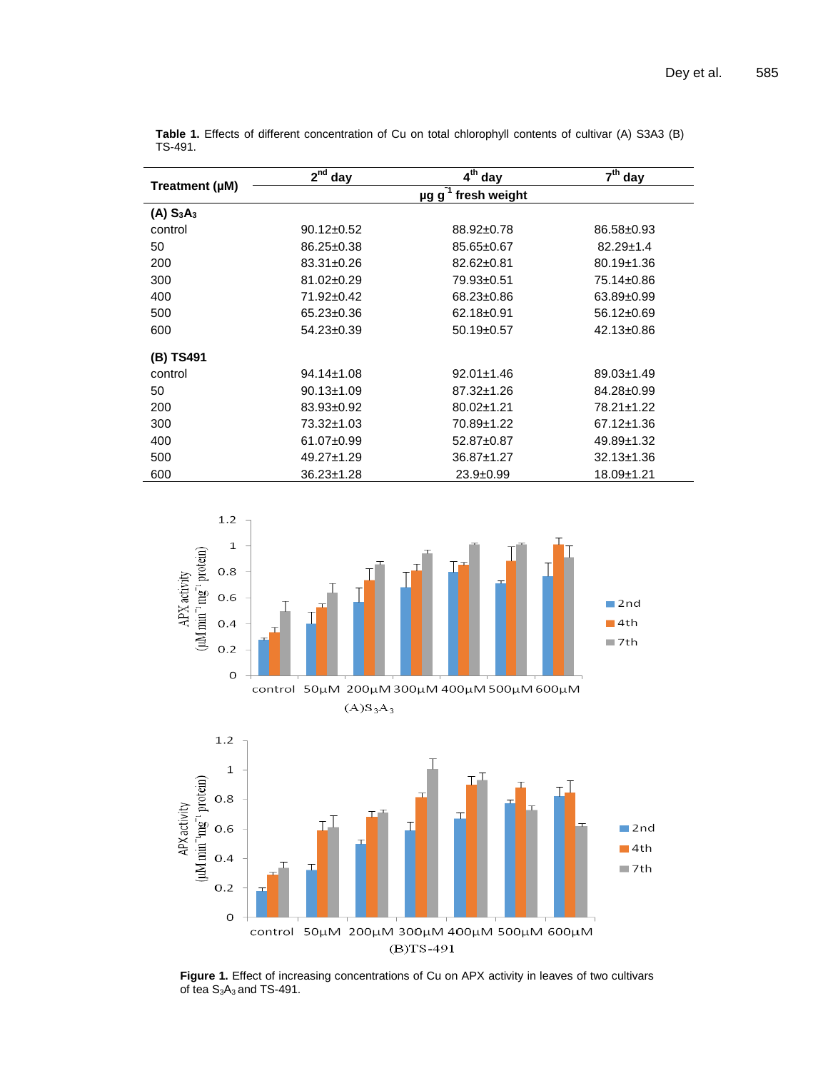**Table 1.** Effects of different concentration of Cu on total chlorophyll contents of cultivar (A) S3A3 (B) TS-491.

| Treatment (μM) | $2^{nd}$ day | $4^{th}$ day | $7^{th}$ day |
|---|---|---|---|
| | μg $g^{-1}$ fresh weight | | |
| **(A) $S_3A_3$** | | | |
| control | 90.12±0.52 | 88.92±0.78 | 86.58±0.93 |
| 50 | 86.25±0.38 | 85.65±0.67 | 82.29±1.4 |
| 200 | 83.31±0.26 | 82.62±0.81 | 80.19±1.36 |
| 300 | 81.02±0.29 | 79.93±0.51 | 75.14±0.86 |
| 400 | 71.92±0.42 | 68.23±0.86 | 63.89±0.99 |
| 500 | 65.23±0.36 | 62.18±0.91 | 56.12±0.69 |
| 600 | 54.23±0.39 | 50.19±0.57 | 42.13±0.86 |
| **(B) TS491** | | | |
| control | 94.14±1.08 | 92.01±1.46 | 89.03±1.49 |
| 50 | 90.13±1.09 | 87.32±1.26 | 84.28±0.99 |
| 200 | 83.93±0.92 | 80.02±1.21 | 78.21±1.22 |
| 300 | 73.32±1.03 | 70.89±1.22 | 67.12±1.36 |
| 400 | 61.07±0.99 | 52.87±0.87 | 49.89±1.32 |
| 500 | 49.27±1.29 | 36.87±1.27 | 32.13±1.36 |
| 600 | 36.23±1.28 | 23.9±0.99 | 18.09±1.21 |

**Figure 1.** Effect of increasing concentrations of Cu on APX activity in leaves of two cultivars of tea $S_3A_3$ and TS-491.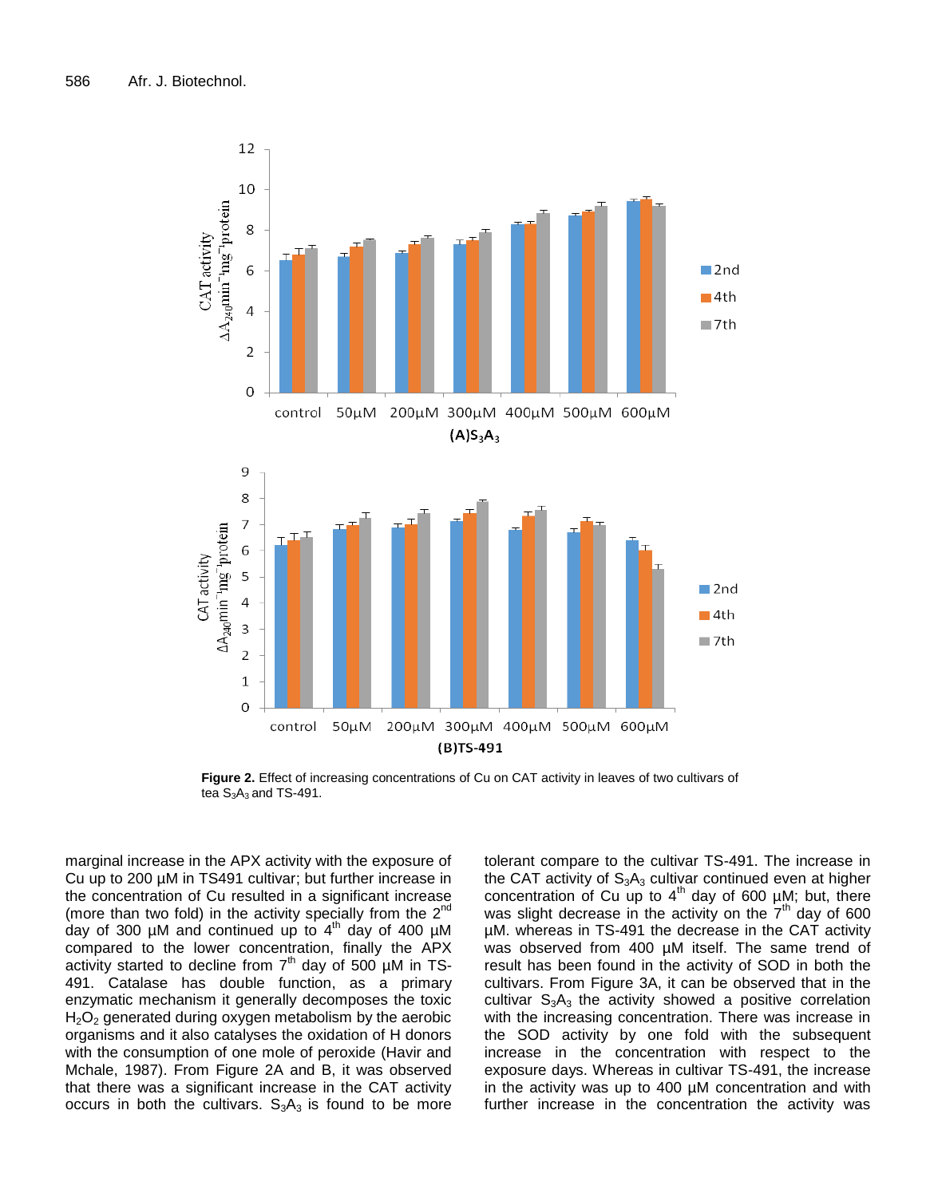**Figure 2.** Effect of increasing concentrations of Cu on CAT activity in leaves of two cultivars of tea $S_3A_3$ and TS-491.

marginal increase in the APX activity with the exposure of Cu up to 200 µM in TS491 cultivar; but further increase in the concentration of Cu resulted in a significant increase (more than two fold) in the activity specially from the 2nd day of 300 µM and continued up to 4th day of 400 µM compared to the lower concentration, finally the APX activity started to decline from 7th day of 500 µM in TS-491. Catalase has double function, as a primary enzymatic mechanism it generally decomposes the toxic $H_2O_2$ generated during oxygen metabolism by the aerobic organisms and it also catalyses the oxidation of H donors with the consumption of one mole of peroxide (Havir and Mchale, 1987). From Figure 2A and B, it was observed that there was a significant increase in the CAT activity occurs in both the cultivars. $S_3A_3$ is found to be more tolerant compare to the cultivar TS-491. The increase in the CAT activity of $S_3A_3$ cultivar continued even at higher concentration of Cu up to 4th day of 600 µM; but, there was slight decrease in the activity on the 7th day of 600 µM. whereas in TS-491 the decrease in the CAT activity was observed from 400 µM itself. The same trend of result has been found in the activity of SOD in both the cultivars. From Figure 3A, it can be observed that in the cultivar $S_3A_3$ the activity showed a positive correlation with the increasing concentration. There was increase in the SOD activity by one fold with the subsequent increase in the concentration with respect to the exposure days. Whereas in cultivar TS-491, the increase in the activity was up to 400 µM concentration and with further increase in the concentration the activity was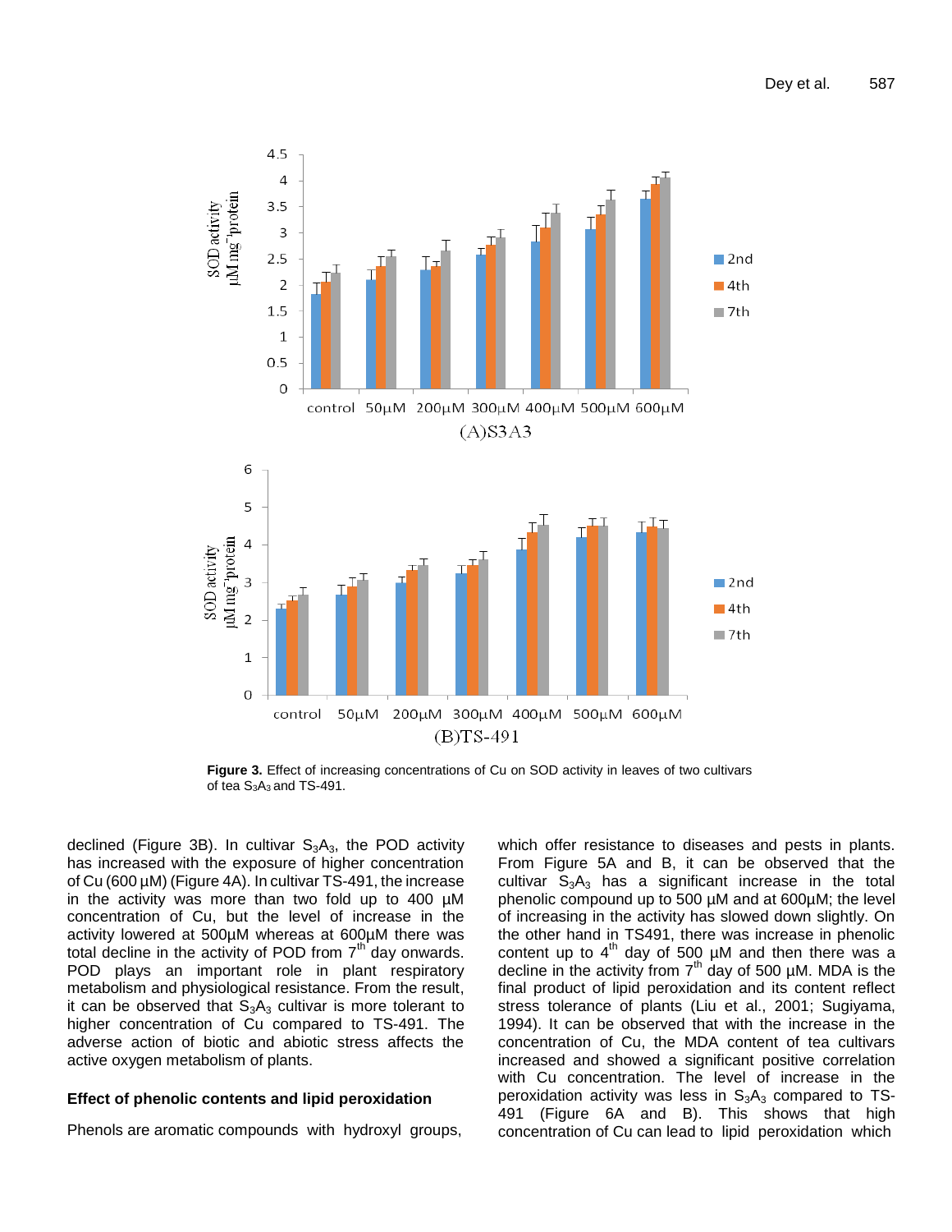Figure 3. Effect of increasing concentrations of Cu on SOD activity in leaves of two cultivars of tea $S_3A_3$ and TS-491.

declined (Figure 3B). In cultivar $S_3A_3$, the POD activity has increased with the exposure of higher concentration of Cu (600 µM) (Figure 4A). In cultivar TS-491, the increase in the activity was more than two fold up to 400 µM concentration of Cu, but the level of increase in the activity lowered at 500µM whereas at 600µM there was total decline in the activity of POD from $7^{th}$ day onwards. POD plays an important role in plant respiratory metabolism and physiological resistance. From the result, it can be observed that $S_3A_3$ cultivar is more tolerant to higher concentration of Cu compared to TS-491. The adverse action of biotic and abiotic stress affects the active oxygen metabolism of plants.

### Effect of phenolic contents and lipid peroxidation

Phenols are aromatic compounds with hydroxyl groups, which offer resistance to diseases and pests in plants. From Figure 5A and B, it can be observed that the cultivar $S_3A_3$ has a significant increase in the total phenolic compound up to 500 µM and at 600µM; the level of increasing in the activity has slowed down slightly. On the other hand in TS491, there was increase in phenolic content up to $4^{th}$ day of 500 µM and then there was a decline in the activity from $7^{th}$ day of 500 µM. MDA is the final product of lipid peroxidation and its content reflect stress tolerance of plants (Liu et al., 2001; Sugiyama, 1994). It can be observed that with the increase in the concentration of Cu, the MDA content of tea cultivars increased and showed a significant positive correlation with Cu concentration. The level of increase in the peroxidation activity was less in $S_3A_3$ compared to TS-491 (Figure 6A and B). This shows that high concentration of Cu can lead to lipid peroxidation which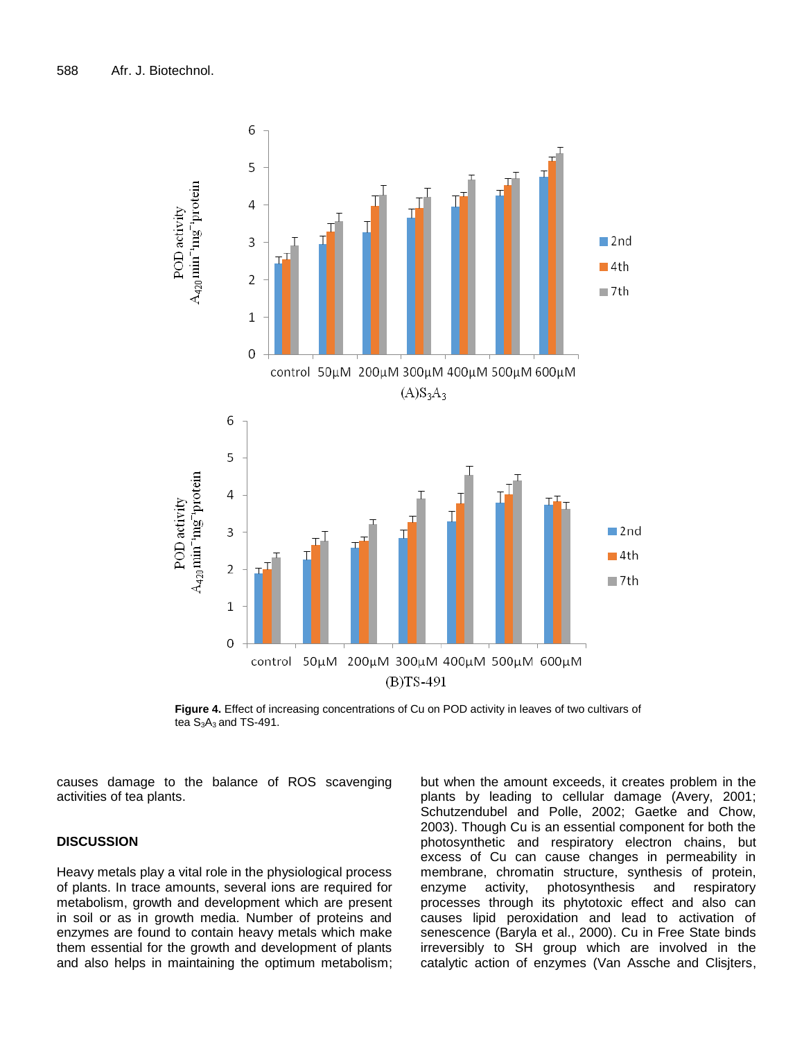**Figure 4.** Effect of increasing concentrations of Cu on POD activity in leaves of two cultivars of tea $S_3A_3$ and TS-491.

causes damage to the balance of ROS scavenging activities of tea plants.

## DISCUSSION

Heavy metals play a vital role in the physiological process of plants. In trace amounts, several ions are required for metabolism, growth and development which are present in soil or as in growth media. Number of proteins and enzymes are found to contain heavy metals which make them essential for the growth and development of plants and also helps in maintaining the optimum metabolism; but when the amount exceeds, it creates problem in the plants by leading to cellular damage (Avery, 2001; Schutzendubel and Polle, 2002; Gaetke and Chow, 2003). Though Cu is an essential component for both the photosynthetic and respiratory electron chains, but excess of Cu can cause changes in permeability in membrane, chromatin structure, synthesis of protein, enzyme activity, photosynthesis and respiratory processes through its phytotoxic effect and also can causes lipid peroxidation and lead to activation of senescence (Baryla et al., 2000). Cu in Free State binds irreversibly to SH group which are involved in the catalytic action of enzymes (Van Assche and Clisjters,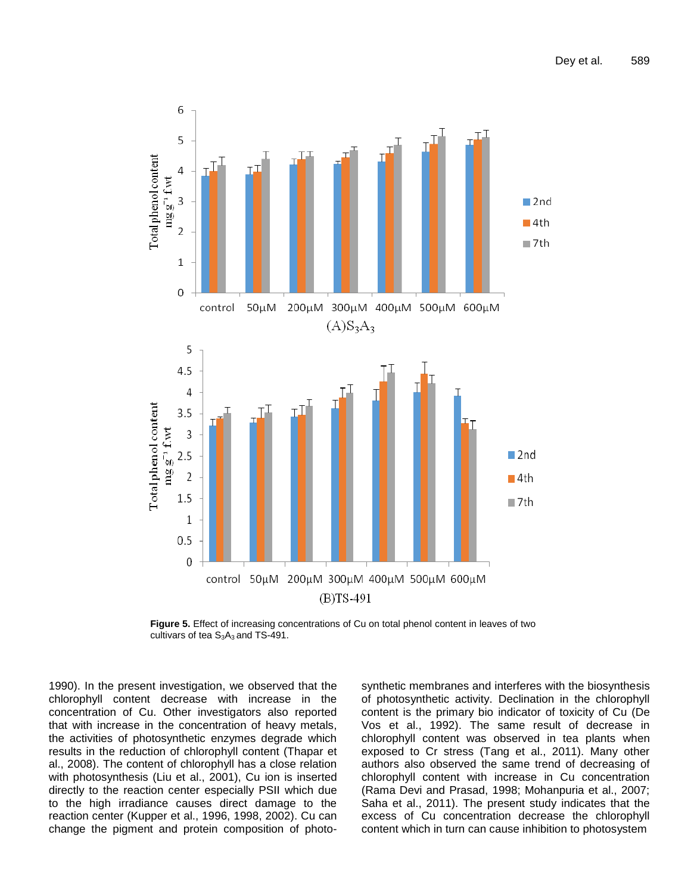**Figure 5.** Effect of increasing concentrations of Cu on total phenol content in leaves of two cultivars of tea $S_3A_3$ and TS-491.

1990). In the present investigation, we observed that the chlorophyll content decrease with increase in the concentration of Cu. Other investigators also reported that with increase in the concentration of heavy metals, the activities of photosynthetic enzymes degrade which results in the reduction of chlorophyll content (Thapar et al., 2008). The content of chlorophyll has a close relation with photosynthesis (Liu et al., 2001), Cu ion is inserted directly to the reaction center especially PSII which due to the high irradiance causes direct damage to the reaction center (Kupper et al., 1996, 1998, 2002). Cu can change the pigment and protein composition of photosynthetic membranes and interferes with the biosynthesis of photosynthetic activity. Declination in the chlorophyll content is the primary bio indicator of toxicity of Cu (De Vos et al., 1992). The same result of decrease in chlorophyll content was observed in tea plants when exposed to Cr stress (Tang et al., 2011). Many other authors also observed the same trend of decreasing of chlorophyll content with increase in Cu concentration (Rama Devi and Prasad, 1998; Mohanpuria et al., 2007; Saha et al., 2011). The present study indicates that the excess of Cu concentration decrease the chlorophyll content which in turn can cause inhibition to photosystem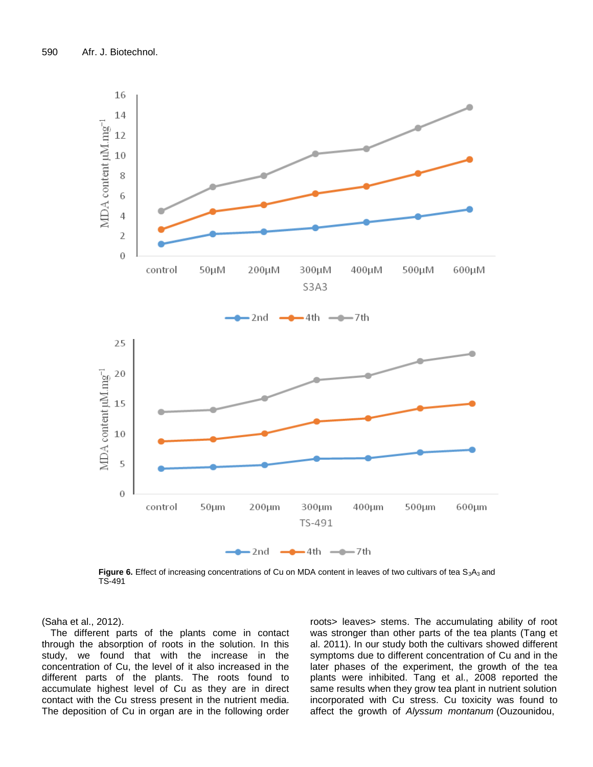Figure 6. Effect of increasing concentrations of Cu on MDA content in leaves of two cultivars of tea $S_3A_3$ and TS-491

(Saha et al., 2012).

The different parts of the plants come in contact through the absorption of roots in the solution. In this study, we found that with the increase in the concentration of Cu, the level of it also increased in the different parts of the plants. The roots found to accumulate highest level of Cu as they are in direct contact with the Cu stress present in the nutrient media. The deposition of Cu in organ are in the following order roots> leaves> stems. The accumulating ability of root was stronger than other parts of the tea plants (Tang et al. 2011). In our study both the cultivars showed different symptoms due to different concentration of Cu and in the later phases of the experiment, the growth of the tea plants were inhibited. Tang et al., 2008 reported the same results when they grow tea plant in nutrient solution incorporated with Cu stress. Cu toxicity was found to affect the growth of *Alyssum montanum* (Ouzounidou,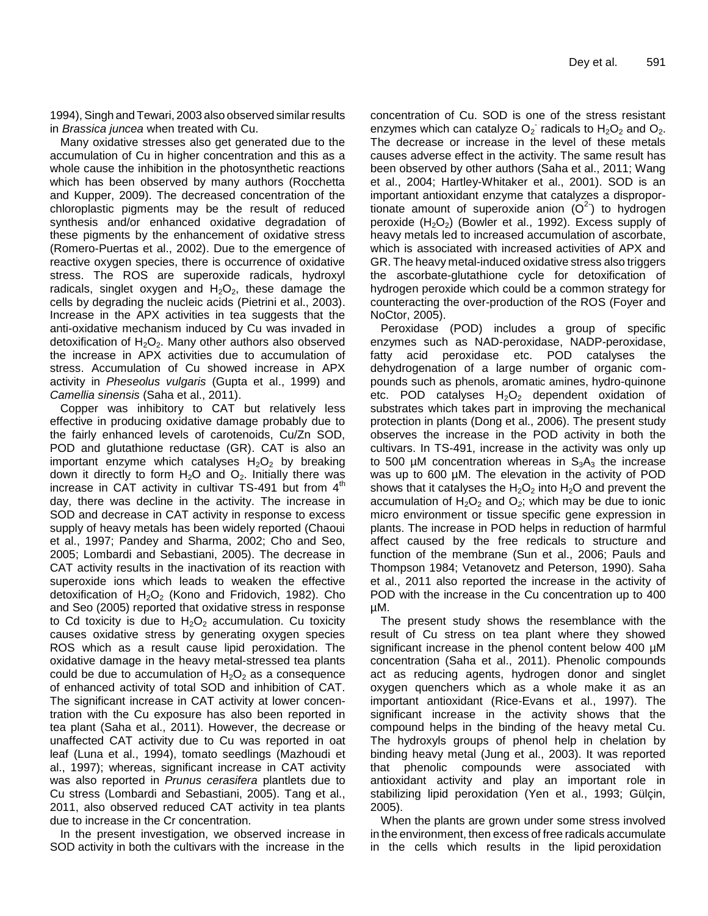1994), Singh and Tewari, 2003 also observed similar results in *Brassica juncea* when treated with Cu.

Many oxidative stresses also get generated due to the accumulation of Cu in higher concentration and this as a whole cause the inhibition in the photosynthetic reactions which has been observed by many authors (Rocchetta and Kupper, 2009). The decreased concentration of the chloroplastic pigments may be the result of reduced synthesis and/or enhanced oxidative degradation of these pigments by the enhancement of oxidative stress (Romero-Puertas et al., 2002). Due to the emergence of reactive oxygen species, there is occurrence of oxidative stress. The ROS are superoxide radicals, hydroxyl radicals, singlet oxygen and $H_2O_2$, these damage the cells by degrading the nucleic acids (Pietrini et al., 2003). Increase in the APX activities in tea suggests that the anti-oxidative mechanism induced by Cu was invaded in detoxification of $H_2O_2$. Many other authors also observed the increase in APX activities due to accumulation of stress. Accumulation of Cu showed increase in APX activity in *Pheseolus vulgaris* (Gupta et al., 1999) and *Camellia sinensis* (Saha et al., 2011).

Copper was inhibitory to CAT but relatively less effective in producing oxidative damage probably due to the fairly enhanced levels of carotenoids, Cu/Zn SOD, POD and glutathione reductase (GR). CAT is also an important enzyme which catalyses $H_2O_2$ by breaking down it directly to form $H_2O$ and $O_2$. Initially there was increase in CAT activity in cultivar TS-491 but from 4$^{th}$ day, there was decline in the activity. The increase in SOD and decrease in CAT activity in response to excess supply of heavy metals has been widely reported (Chaoui et al., 1997; Pandey and Sharma, 2002; Cho and Seo, 2005; Lombardi and Sebastiani, 2005). The decrease in CAT activity results in the inactivation of its reaction with superoxide ions which leads to weaken the effective detoxification of $H_2O_2$ (Kono and Fridovich, 1982). Cho and Seo (2005) reported that oxidative stress in response to Cd toxicity is due to $H_2O_2$ accumulation. Cu toxicity causes oxidative stress by generating oxygen species ROS which as a result cause lipid peroxidation. The oxidative damage in the heavy metal-stressed tea plants could be due to accumulation of $H_2O_2$ as a consequence of enhanced activity of total SOD and inhibition of CAT. The significant increase in CAT activity at lower concentration with the Cu exposure has also been reported in tea plant (Saha et al., 2011). However, the decrease or unaffected CAT activity due to Cu was reported in oat leaf (Luna et al., 1994), tomato seedlings (Mazhoudi et al., 1997); whereas, significant increase in CAT activity was also reported in *Prunus cerasifera* plantlets due to Cu stress (Lombardi and Sebastiani, 2005). Tang et al., 2011, also observed reduced CAT activity in tea plants due to increase in the Cr concentration.

In the present investigation, we observed increase in SOD activity in both the cultivars with the increase in the concentration of Cu. SOD is one of the stress resistant enzymes which can catalyze $O_2^-$ radicals to $H_2O_2$ and $O_2$. The decrease or increase in the level of these metals causes adverse effect in the activity. The same result has been observed by other authors (Saha et al., 2011; Wang et al., 2004; Hartley-Whitaker et al., 2001). SOD is an important antioxidant enzyme that catalyzes a disproportionate amount of superoxide anion ($O^{2-}$) to hydrogen peroxide ($H_2O_2$) (Bowler et al., 1992). Excess supply of heavy metals led to increased accumulation of ascorbate, which is associated with increased activities of APX and GR. The heavy metal-induced oxidative stress also triggers the ascorbate-glutathione cycle for detoxification of hydrogen peroxide which could be a common strategy for counteracting the over-production of the ROS (Foyer and NoCtor, 2005).

Peroxidase (POD) includes a group of specific enzymes such as NAD-peroxidase, NADP-peroxidase, fatty acid peroxidase etc. POD catalyses the dehydrogenation of a large number of organic compounds such as phenols, aromatic amines, hydro-quinone etc. POD catalyses $H_2O_2$ dependent oxidation of substrates which takes part in improving the mechanical protection in plants (Dong et al., 2006). The present study observes the increase in the POD activity in both the cultivars. In TS-491, increase in the activity was only up to 500 µM concentration whereas in $S_3A_3$ the increase was up to 600 µM. The elevation in the activity of POD shows that it catalyses the $H_2O_2$ into $H_2O$ and prevent the accumulation of $H_2O_2$ and $O_2$; which may be due to ionic micro environment or tissue specific gene expression in plants. The increase in POD helps in reduction of harmful affect caused by the free redicals to structure and function of the membrane (Sun et al., 2006; Pauls and Thompson 1984; Vetanovetz and Peterson, 1990). Saha et al., 2011 also reported the increase in the activity of POD with the increase in the Cu concentration up to 400 µM.

The present study shows the resemblance with the result of Cu stress on tea plant where they showed significant increase in the phenol content below 400 µM concentration (Saha et al., 2011). Phenolic compounds act as reducing agents, hydrogen donor and singlet oxygen quenchers which as a whole make it as an important antioxidant (Rice-Evans et al., 1997). The significant increase in the activity shows that the compound helps in the binding of the heavy metal Cu. The hydroxyls groups of phenol help in chelation by binding heavy metal (Jung et al., 2003). It was reported that phenolic compounds were associated with antioxidant activity and play an important role in stabilizing lipid peroxidation (Yen et al., 1993; Gülçin, 2005).

When the plants are grown under some stress involved in the environment, then excess of free radicals accumulate in the cells which results in the lipid peroxidation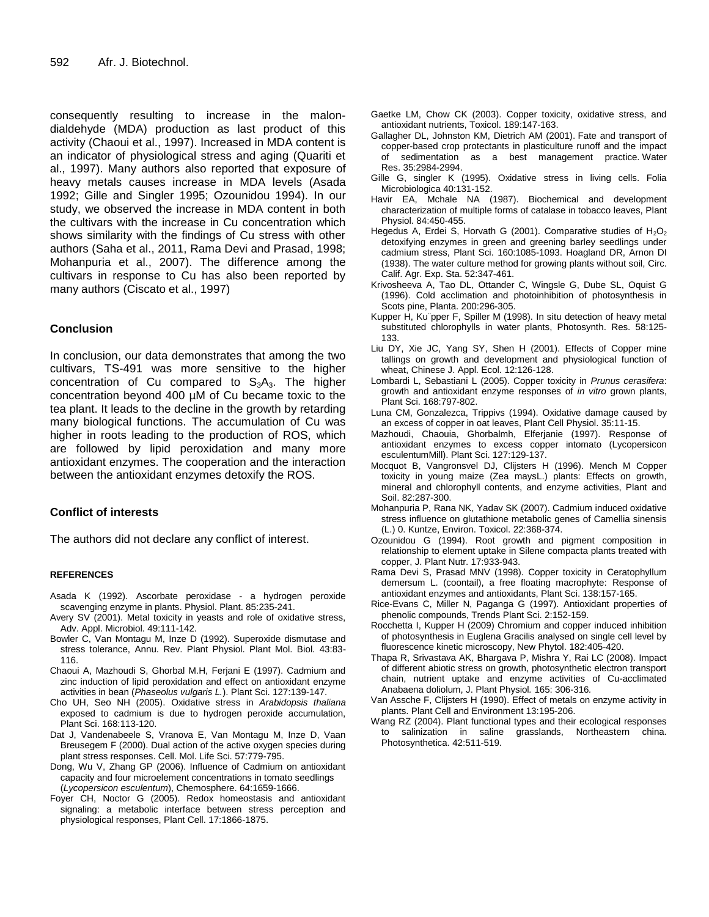consequently resulting to increase in the malon-dialdehyde (MDA) production as last product of this activity (Chaoui et al., 1997). Increased in MDA content is an indicator of physiological stress and aging (Quariti et al., 1997). Many authors also reported that exposure of heavy metals causes increase in MDA levels (Asada 1992; Gille and Singler 1995; Ozounidou 1994). In our study, we observed the increase in MDA content in both the cultivars with the increase in Cu concentration which shows similarity with the findings of Cu stress with other authors (Saha et al., 2011, Rama Devi and Prasad, 1998; Mohanpuria et al., 2007). The difference among the cultivars in response to Cu has also been reported by many authors (Ciscato et al., 1997)

## Conclusion

In conclusion, our data demonstrates that among the two cultivars, TS-491 was more sensitive to the higher concentration of Cu compared to $S_3A_3$. The higher concentration beyond 400 µM of Cu became toxic to the tea plant. It leads to the decline in the growth by retarding many biological functions. The accumulation of Cu was higher in roots leading to the production of ROS, which are followed by lipid peroxidation and many more antioxidant enzymes. The cooperation and the interaction between the antioxidant enzymes detoxify the ROS.

## Conflict of interests

The authors did not declare any conflict of interest.

## REFERENCES

Asada K (1992). Ascorbate peroxidase - a hydrogen peroxide scavenging enzyme in plants. Physiol. Plant. 85:235-241.

Avery SV (2001). Metal toxicity in yeasts and role of oxidative stress, Adv. Appl. Microbiol. 49:111-142.

Bowler C, Van Montagu M, Inze D (1992). Superoxide dismutase and stress tolerance, Annu. Rev. Plant Physiol. Plant Mol. Biol. 43:83-116.

Chaoui A, Mazhoudi S, Ghorbal M.H, Ferjani E (1997). Cadmium and zinc induction of lipid peroxidation and effect on antioxidant enzyme activities in bean (*Phaseolus vulgaris L.*). Plant Sci. 127:139-147.

Cho UH, Seo NH (2005). Oxidative stress in *Arabidopsis thaliana* exposed to cadmium is due to hydrogen peroxide accumulation, Plant Sci. 168:113-120.

Dat J, Vandenabeele S, Vranova E, Van Montagu M, Inze D, Vaan Breusegem F (2000). Dual action of the active oxygen species during plant stress responses. Cell. Mol. Life Sci. 57:779-795.

Dong, Wu V, Zhang GP (2006). Influence of Cadmium on antioxidant capacity and four microelement concentrations in tomato seedlings (*Lycopersicon esculentum*), Chemosphere. 64:1659-1666.

Foyer CH, Noctor G (2005). Redox homeostasis and antioxidant signaling: a metabolic interface between stress perception and physiological responses, Plant Cell. 17:1866-1875.

Gaetke LM, Chow CK (2003). Copper toxicity, oxidative stress, and antioxidant nutrients, Toxicol. 189:147-163.

Gallagher DL, Johnston KM, Dietrich AM (2001). Fate and transport of copper-based crop protectants in plasticulture runoff and the impact of sedimentation as a best management practice. Water Res. 35:2984-2994.

Gille G, singler K (1995). Oxidative stress in living cells. Folia Microbiologica 40:131-152.

Havir EA, Mchale NA (1987). Biochemical and development characterization of multiple forms of catalase in tobacco leaves, Plant Physiol. 84:450-455.

Hegedus A, Erdei S, Horvath G (2001). Comparative studies of $H_2O_2$ detoxifying enzymes in green and greening barley seedlings under cadmium stress, Plant Sci. 160:1085-1093. Hoagland DR, Arnon DI (1938). The water culture method for growing plants without soil, Circ. Calif. Agr. Exp. Sta. 52:347-461.

Krivosheeva A, Tao DL, Ottander C, Wingsle G, Dube SL, Oquist G (1996). Cold acclimation and photoinhibition of photosynthesis in Scots pine, Planta. 200:296-305.

Kupper H, Ku¨pper F, Spiller M (1998). In situ detection of heavy metal substituted chlorophylls in water plants, Photosynth. Res. 58:125-133.

Liu DY, Xie JC, Yang SY, Shen H (2001). Effects of Copper mine tallings on growth and development and physiological function of wheat, Chinese J. Appl. Ecol. 12:126-128.

Lombardi L, Sebastiani L (2005). Copper toxicity in *Prunus cerasifera*: growth and antioxidant enzyme responses of *in vitro* grown plants, Plant Sci. 168:797-802.

Luna CM, Gonzalezca, Trippivs (1994). Oxidative damage caused by an excess of copper in oat leaves, Plant Cell Physiol. 35:11-15.

Mazhoudi, Chaouia, Ghorbalmh, Elferjanie (1997). Response of antioxidant enzymes to excess copper intomato (Lycopersicon esculentumMill). Plant Sci. 127:129-137.

Mocquot B, Vangronsvel DJ, Clijsters H (1996). Mench M Copper toxicity in young maize (Zea maysL.) plants: Effects on growth, mineral and chlorophyll contents, and enzyme activities, Plant and Soil. 82:287-300.

Mohanpuria P, Rana NK, Yadav SK (2007). Cadmium induced oxidative stress influence on glutathione metabolic genes of Camellia sinensis (L.) 0. Kuntze, Environ. Toxicol. 22:368-374.

Ozounidou G (1994). Root growth and pigment composition in relationship to element uptake in Silene compacta plants treated with copper, J. Plant Nutr. 17:933-943.

Rama Devi S, Prasad MNV (1998). Copper toxicity in Ceratophyllum demersum L. (coontail), a free floating macrophyte: Response of antioxidant enzymes and antioxidants, Plant Sci. 138:157-165.

Rice-Evans C, Miller N, Paganga G (1997). Antioxidant properties of phenolic compounds, Trends Plant Sci. 2:152-159.

Rocchetta I, Kupper H (2009) Chromium and copper induced inhibition of photosynthesis in Euglena Gracilis analysed on single cell level by fluorescence kinetic microscopy, New Phytol. 182:405-420.

Thapa R, Srivastava AK, Bhargava P, Mishra Y, Rai LC (2008). Impact of different abiotic stress on growth, photosynthetic electron transport chain, nutrient uptake and enzyme activities of Cu-acclimated Anabaena doliolum, J. Plant Physiol. 165: 306-316.

Van Assche F, Clijsters H (1990). Effect of metals on enzyme activity in plants. Plant Cell and Environment 13:195-206.

Wang RZ (2004). Plant functional types and their ecological responses to salinization in saline grasslands, Northeastern china. Photosynthetica. 42:511-519.